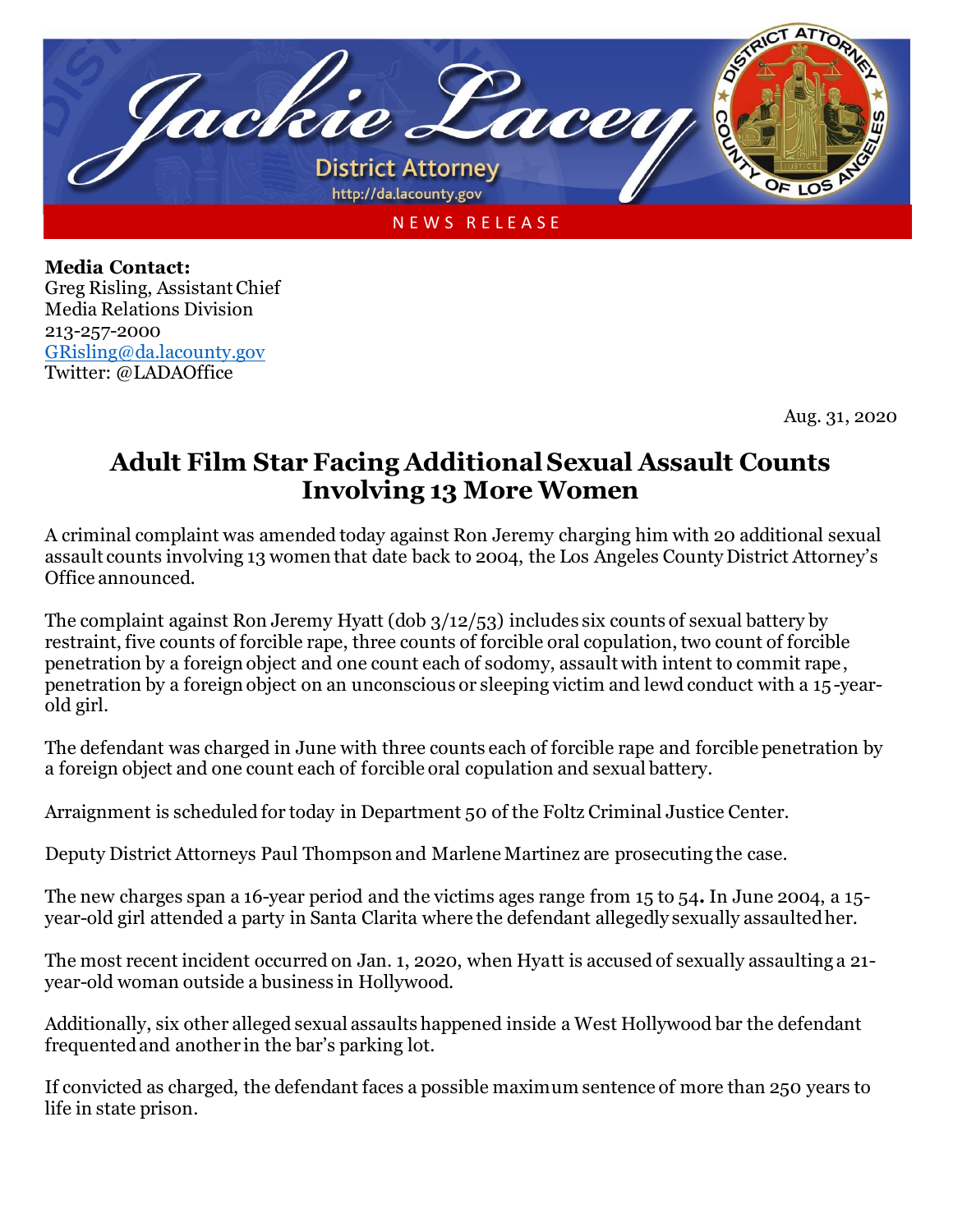Jackie Lacey
District Attorney
http://da.lacounty.gov

NEWS RELEASE

**Media Contact:**
Greg Risling, Assistant Chief
Media Relations Division
213-257-2000
GRisling@da.lacounty.gov
Twitter: @LADAOffice

Aug. 31, 2020

# Adult Film Star Facing Additional Sexual Assault Counts Involving 13 More Women

A criminal complaint was amended today against Ron Jeremy charging him with 20 additional sexual assault counts involving 13 women that date back to 2004, the Los Angeles County District Attorney's Office announced.

The complaint against Ron Jeremy Hyatt (dob 3/12/53) includes six counts of sexual battery by restraint, five counts of forcible rape, three counts of forcible oral copulation, two count of forcible penetration by a foreign object and one count each of sodomy, assault with intent to commit rape, penetration by a foreign object on an unconscious or sleeping victim and lewd conduct with a 15-year-old girl.

The defendant was charged in June with three counts each of forcible rape and forcible penetration by a foreign object and one count each of forcible oral copulation and sexual battery.

Arraignment is scheduled for today in Department 50 of the Foltz Criminal Justice Center.

Deputy District Attorneys Paul Thompson and Marlene Martinez are prosecuting the case.

The new charges span a 16-year period and the victims ages range from 15 to 54**.** In June 2004, a 15-year-old girl attended a party in Santa Clarita where the defendant allegedly sexually assaulted her.

The most recent incident occurred on Jan. 1, 2020, when Hyatt is accused of sexually assaulting a 21-year-old woman outside a business in Hollywood.

Additionally, six other alleged sexual assaults happened inside a West Hollywood bar the defendant frequented and another in the bar's parking lot.

If convicted as charged, the defendant faces a possible maximum sentence of more than 250 years to life in state prison.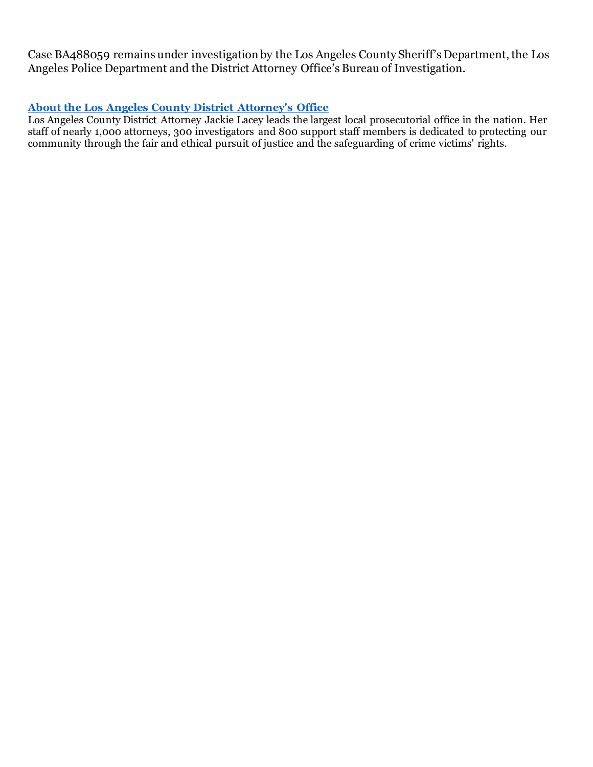Case BA488059 remains under investigation by the Los Angeles County Sheriff's Department, the Los Angeles Police Department and the District Attorney Office's Bureau of Investigation.

**About the Los Angeles County District Attorney's Office**

Los Angeles County District Attorney Jackie Lacey leads the largest local prosecutorial office in the nation. Her staff of nearly 1,000 attorneys, 300 investigators and 800 support staff members is dedicated to protecting our community through the fair and ethical pursuit of justice and the safeguarding of crime victims' rights.